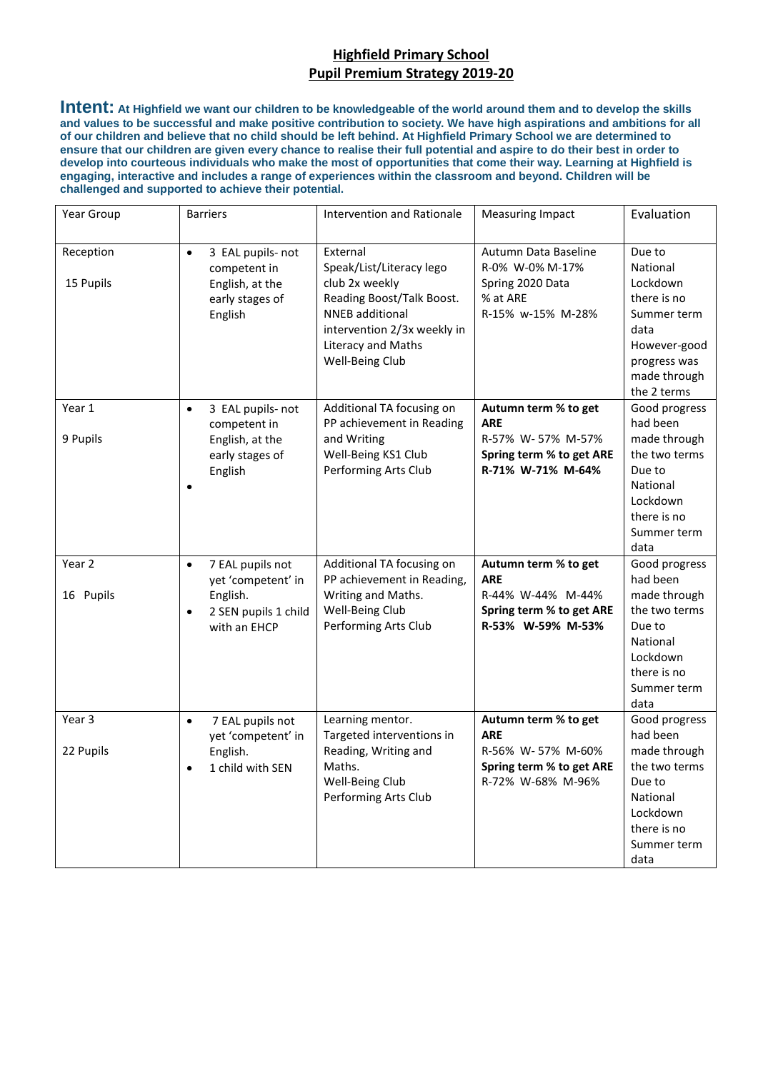# Highfield Primary School
## Pupil Premium Strategy 2019-20

**Intent: At Highfield we want our children to be knowledgeable of the world around them and to develop the skills and values to be successful and make positive contribution to society. We have high aspirations and ambitions for all of our children and believe that no child should be left behind. At Highfield Primary School we are determined to ensure that our children are given every chance to realise their full potential and aspire to do their best in order to develop into courteous individuals who make the most of opportunities that come their way. Learning at Highfield is engaging, interactive and includes a range of experiences within the classroom and beyond. Children will be challenged and supported to achieve their potential.**

| Year Group | Barriers | Intervention and Rationale | Measuring Impact | Evaluation |
|---|---|---|---|---|
| Reception<br><br>15 Pupils | • 3 EAL pupils- not competent in English, at the early stages of English | External Speak/List/Literacy lego club 2x weekly<br>Reading Boost/Talk Boost.<br>NNEB additional intervention 2/3x weekly in Literacy and Maths<br>Well-Being Club | Autumn Data Baseline<br>R-0% W-0% M-17%<br>Spring 2020 Data<br>% at ARE<br>R-15% w-15% M-28% | Due to National Lockdown there is no Summer term data<br>However-good progress was made through the 2 terms |
| Year 1<br><br>9 Pupils | • 3 EAL pupils- not competent in English, at the early stages of English<br>• | Additional TA focusing on PP achievement in Reading and Writing<br>Well-Being KS1 Club<br>Performing Arts Club | **Autumn term % to get ARE**<br>R-57% W- 57% M-57%<br>**Spring term % to get ARE**<br>**R-71% W-71% M-64%** | Good progress had been made through the two terms<br>Due to National Lockdown there is no Summer term data |
| Year 2<br><br>16 Pupils | • 7 EAL pupils not yet 'competent' in English.<br>• 2 SEN pupils 1 child with an EHCP | Additional TA focusing on PP achievement in Reading, Writing and Maths.<br>Well-Being Club<br>Performing Arts Club | **Autumn term % to get ARE**<br>R-44% W-44% M-44%<br>**Spring term % to get ARE**<br>**R-53% W-59% M-53%** | Good progress had been made through the two terms<br>Due to National Lockdown there is no Summer term data |
| Year 3<br><br>22 Pupils | • 7 EAL pupils not yet 'competent' in English.<br>• 1 child with SEN | Learning mentor.<br>Targeted interventions in Reading, Writing and Maths.<br>Well-Being Club<br>Performing Arts Club | **Autumn term % to get ARE**<br>R-56% W- 57% M-60%<br>**Spring term % to get ARE**<br>R-72% W-68% M-96% | Good progress had been made through the two terms<br>Due to National Lockdown there is no Summer term data |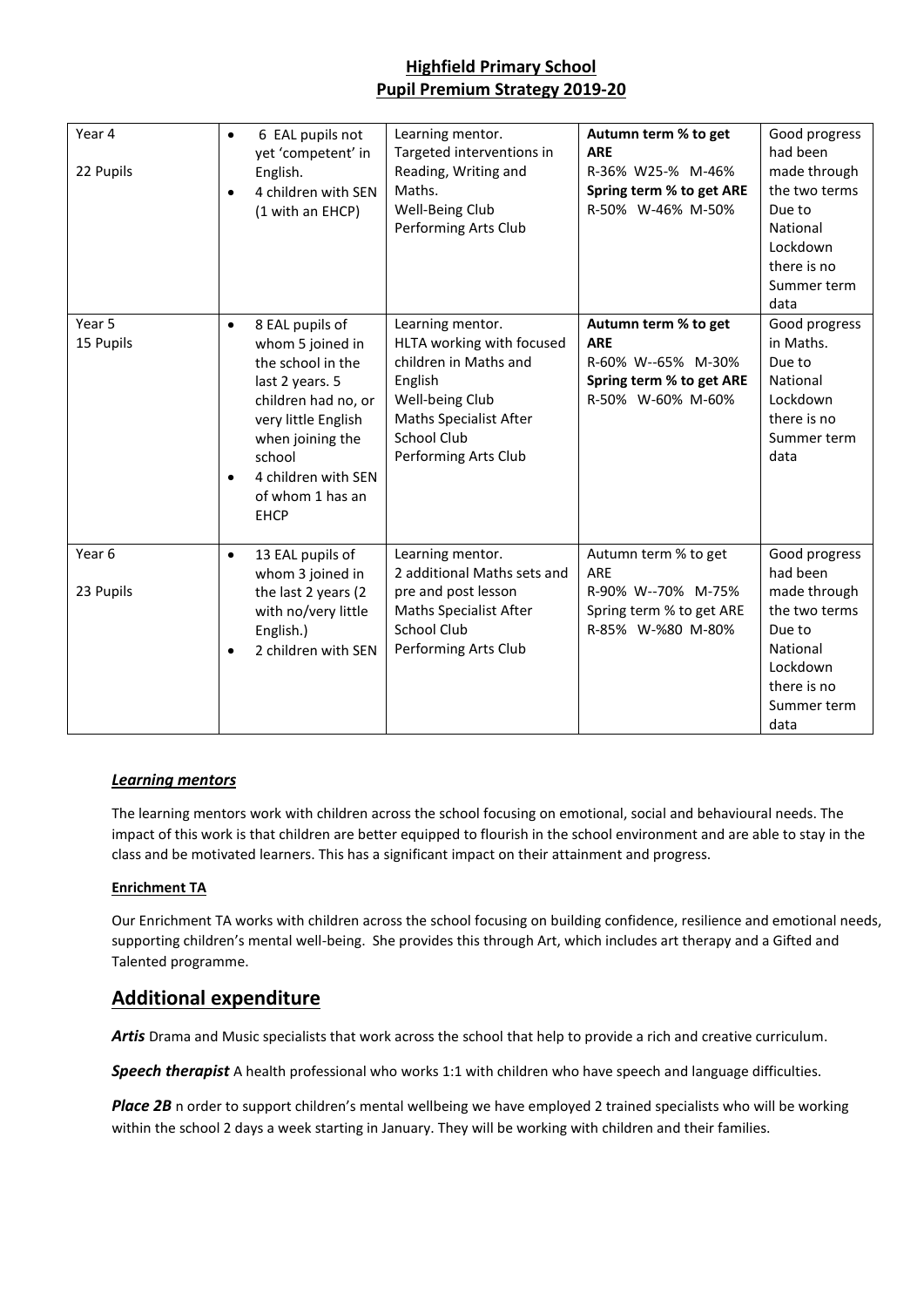## Highfield Primary School
## Pupil Premium Strategy 2019-20

| | | | | |
|---|---|---|---|---|
| Year 4<br><br>22 Pupils | • 6 EAL pupils not yet 'competent' in English.<br>• 4 children with SEN (1 with an EHCP) | Learning mentor.<br>Targeted interventions in Reading, Writing and Maths.<br>Well-Being Club<br>Performing Arts Club | **Autumn term % to get ARE**<br>R-36% W25-% M-46%<br>**Spring term % to get ARE**<br>R-50% W-46% M-50% | Good progress had been made through the two terms Due to National Lockdown there is no Summer term data |
| Year 5<br>15 Pupils | • 8 EAL pupils of whom 5 joined in the school in the last 2 years. 5 children had no, or very little English when joining the school<br>• 4 children with SEN of whom 1 has an EHCP | Learning mentor.<br>HLTA working with focused children in Maths and English<br>Well-being Club<br>Maths Specialist After School Club<br>Performing Arts Club | **Autumn term % to get ARE**<br>R-60% W--65% M-30%<br>**Spring term % to get ARE**<br>R-50% W-60% M-60% | Good progress in Maths. Due to National Lockdown there is no Summer term data |
| Year 6<br><br>23 Pupils | • 13 EAL pupils of whom 3 joined in the last 2 years (2 with no/very little English.)<br>• 2 children with SEN | Learning mentor.<br>2 additional Maths sets and pre and post lesson<br>Maths Specialist After School Club<br>Performing Arts Club | Autumn term % to get ARE<br>R-90% W--70% M-75%<br>Spring term % to get ARE<br>R-85% W-%80 M-80% | Good progress had been made through the two terms Due to National Lockdown there is no Summer term data |

***Learning mentors***

The learning mentors work with children across the school focusing on emotional, social and behavioural needs. The impact of this work is that children are better equipped to flourish in the school environment and are able to stay in the class and be motivated learners. This has a significant impact on their attainment and progress.

**Enrichment TA**

Our Enrichment TA works with children across the school focusing on building confidence, resilience and emotional needs, supporting children's mental well-being. She provides this through Art, which includes art therapy and a Gifted and Talented programme.

## Additional expenditure

***Artis*** Drama and Music specialists that work across the school that help to provide a rich and creative curriculum.

***Speech therapist*** A health professional who works 1:1 with children who have speech and language difficulties.

***Place 2B*** n order to support children's mental wellbeing we have employed 2 trained specialists who will be working within the school 2 days a week starting in January. They will be working with children and their families.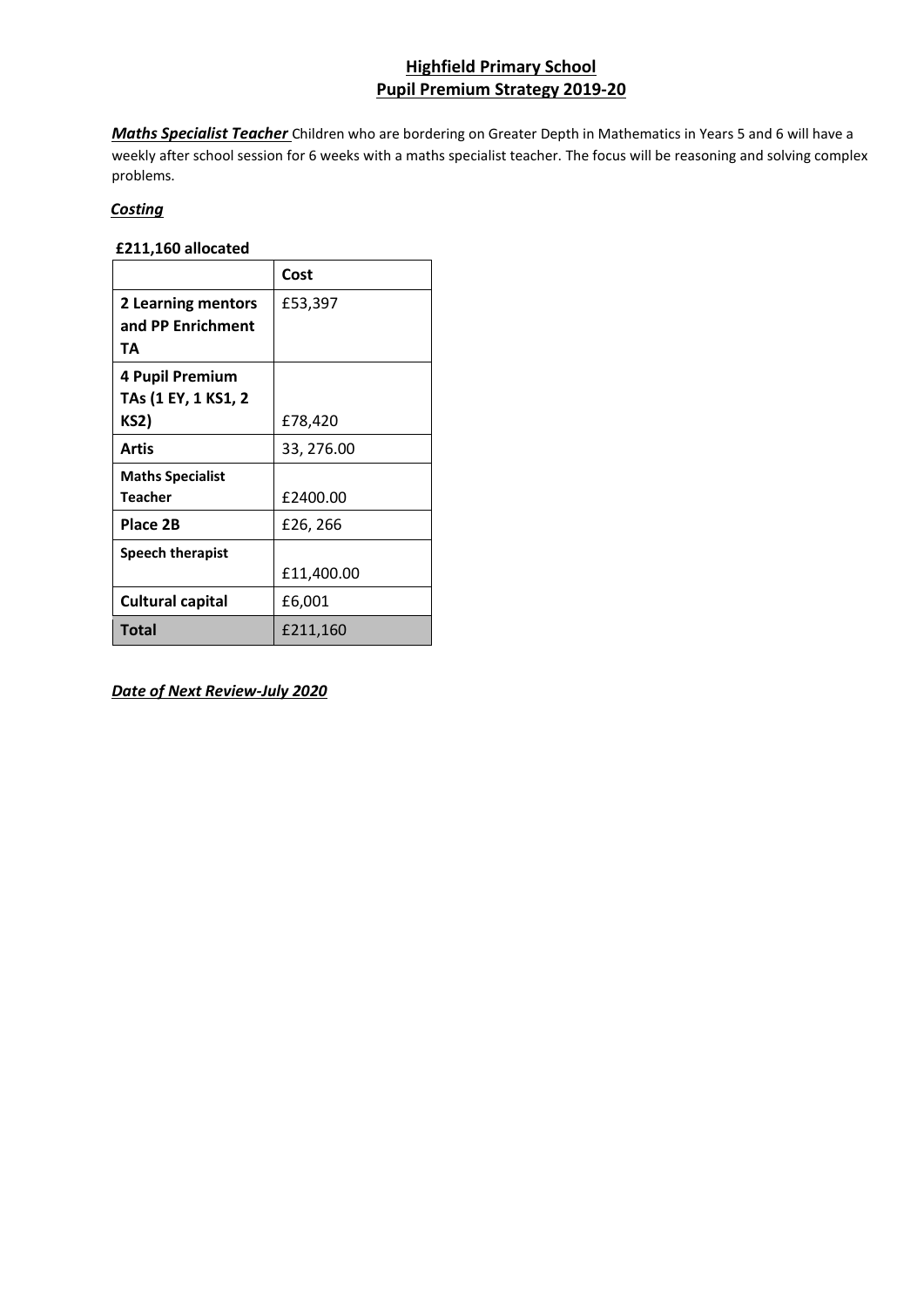## Highfield Primary School
## Pupil Premium Strategy 2019-20

***Maths Specialist Teacher*** Children who are bordering on Greater Depth in Mathematics in Years 5 and 6 will have a weekly after school session for 6 weeks with a maths specialist teacher. The focus will be reasoning and solving complex problems.

***Costing***

**£211,160 allocated**

| | Cost |
|---|---|
| **2 Learning mentors and PP Enrichment TA** | £53,397 |
| **4 Pupil Premium TAs (1 EY, 1 KS1, 2 KS2)** | £78,420 |
| **Artis** | 33, 276.00 |
| **Maths Specialist Teacher** | £2400.00 |
| **Place 2B** | £26, 266 |
| **Speech therapist** | £11,400.00 |
| **Cultural capital** | £6,001 |
| **Total** | £211,160 |

***Date of Next Review-July 2020***